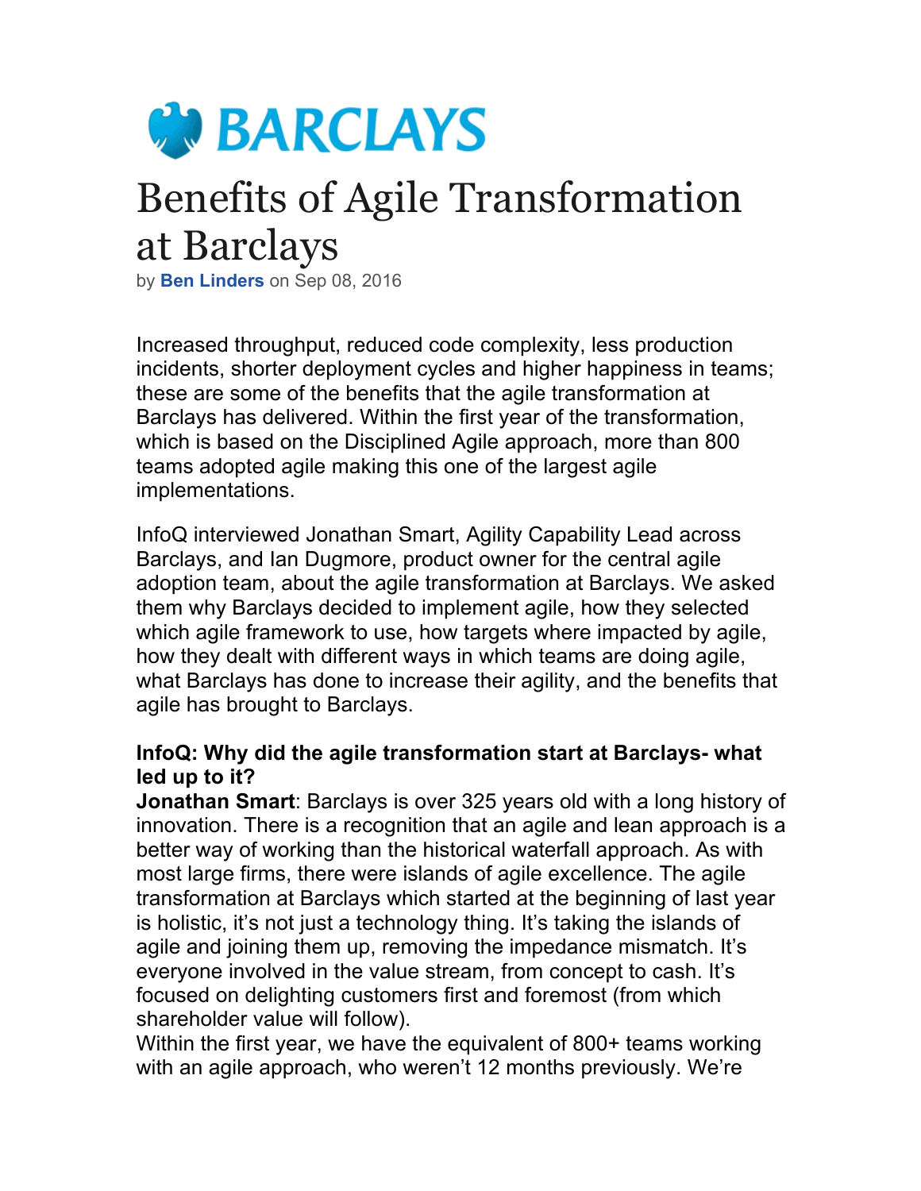BARCLAYS

# Benefits of Agile Transformation at Barclays

by **Ben Linders** on Sep 08, 2016

Increased throughput, reduced code complexity, less production incidents, shorter deployment cycles and higher happiness in teams; these are some of the benefits that the agile transformation at Barclays has delivered. Within the first year of the transformation, which is based on the Disciplined Agile approach, more than 800 teams adopted agile making this one of the largest agile implementations.

InfoQ interviewed Jonathan Smart, Agility Capability Lead across Barclays, and Ian Dugmore, product owner for the central agile adoption team, about the agile transformation at Barclays. We asked them why Barclays decided to implement agile, how they selected which agile framework to use, how targets where impacted by agile, how they dealt with different ways in which teams are doing agile, what Barclays has done to increase their agility, and the benefits that agile has brought to Barclays.

**InfoQ: Why did the agile transformation start at Barclays- what led up to it?**

**Jonathan Smart**: Barclays is over 325 years old with a long history of innovation. There is a recognition that an agile and lean approach is a better way of working than the historical waterfall approach. As with most large firms, there were islands of agile excellence. The agile transformation at Barclays which started at the beginning of last year is holistic, it's not just a technology thing. It's taking the islands of agile and joining them up, removing the impedance mismatch. It's everyone involved in the value stream, from concept to cash. It's focused on delighting customers first and foremost (from which shareholder value will follow).

Within the first year, we have the equivalent of 800+ teams working with an agile approach, who weren't 12 months previously. We're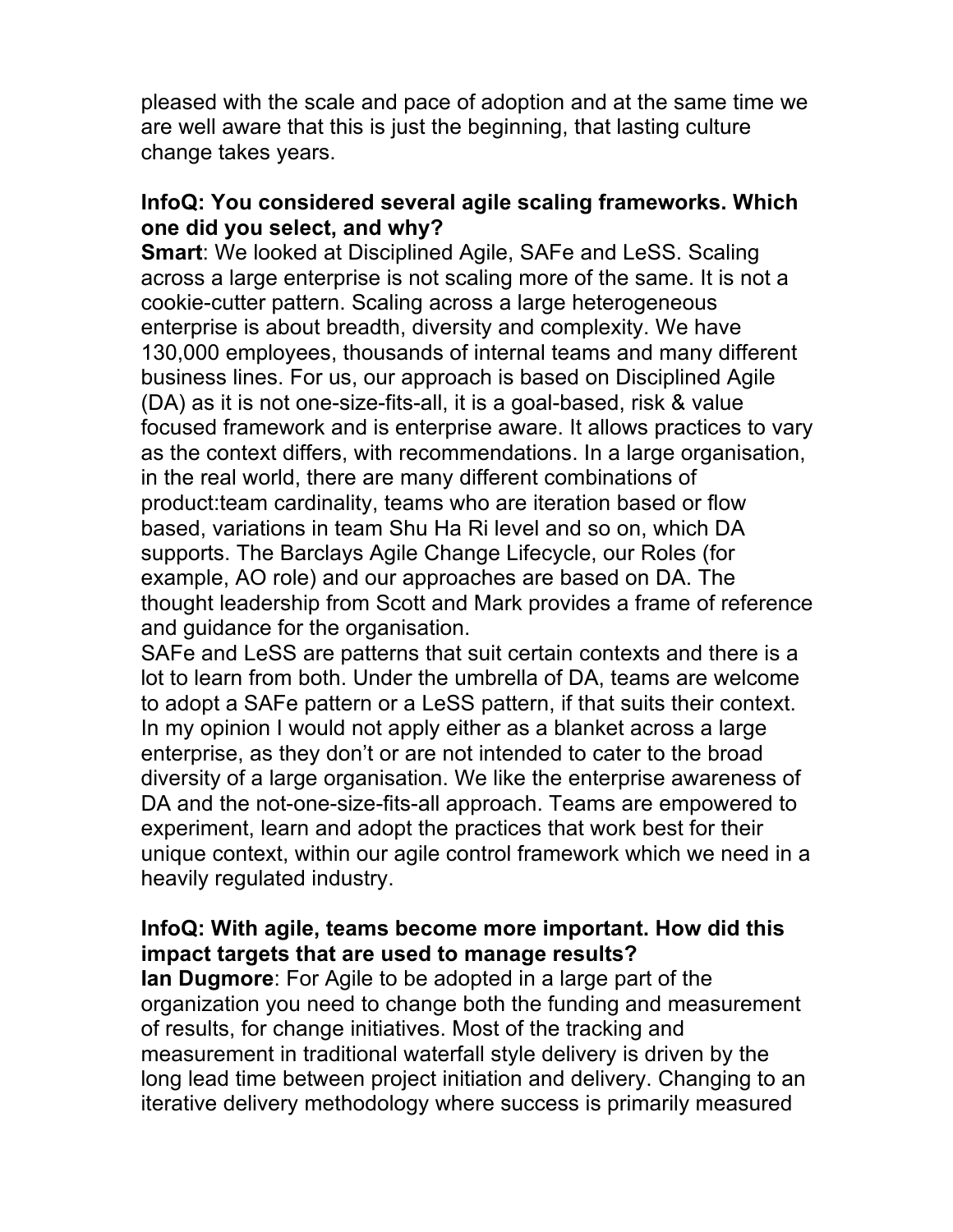pleased with the scale and pace of adoption and at the same time we are well aware that this is just the beginning, that lasting culture change takes years.

**InfoQ: You considered several agile scaling frameworks. Which one did you select, and why?**

**Smart**: We looked at Disciplined Agile, SAFe and LeSS. Scaling across a large enterprise is not scaling more of the same. It is not a cookie-cutter pattern. Scaling across a large heterogeneous enterprise is about breadth, diversity and complexity. We have 130,000 employees, thousands of internal teams and many different business lines. For us, our approach is based on Disciplined Agile (DA) as it is not one-size-fits-all, it is a goal-based, risk & value focused framework and is enterprise aware. It allows practices to vary as the context differs, with recommendations. In a large organisation, in the real world, there are many different combinations of product:team cardinality, teams who are iteration based or flow based, variations in team Shu Ha Ri level and so on, which DA supports. The Barclays Agile Change Lifecycle, our Roles (for example, AO role) and our approaches are based on DA. The thought leadership from Scott and Mark provides a frame of reference and guidance for the organisation.

SAFe and LeSS are patterns that suit certain contexts and there is a lot to learn from both. Under the umbrella of DA, teams are welcome to adopt a SAFe pattern or a LeSS pattern, if that suits their context. In my opinion I would not apply either as a blanket across a large enterprise, as they don't or are not intended to cater to the broad diversity of a large organisation. We like the enterprise awareness of DA and the not-one-size-fits-all approach. Teams are empowered to experiment, learn and adopt the practices that work best for their unique context, within our agile control framework which we need in a heavily regulated industry.

**InfoQ: With agile, teams become more important. How did this impact targets that are used to manage results?**

**Ian Dugmore**: For Agile to be adopted in a large part of the organization you need to change both the funding and measurement of results, for change initiatives. Most of the tracking and measurement in traditional waterfall style delivery is driven by the long lead time between project initiation and delivery. Changing to an iterative delivery methodology where success is primarily measured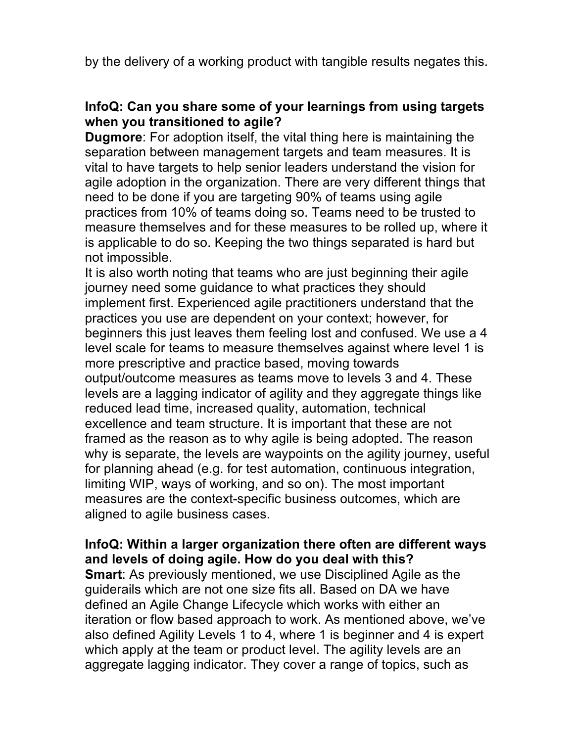by the delivery of a working product with tangible results negates this.

**InfoQ: Can you share some of your learnings from using targets when you transitioned to agile?**

**Dugmore**: For adoption itself, the vital thing here is maintaining the separation between management targets and team measures. It is vital to have targets to help senior leaders understand the vision for agile adoption in the organization. There are very different things that need to be done if you are targeting 90% of teams using agile practices from 10% of teams doing so. Teams need to be trusted to measure themselves and for these measures to be rolled up, where it is applicable to do so. Keeping the two things separated is hard but not impossible.

It is also worth noting that teams who are just beginning their agile journey need some guidance to what practices they should implement first. Experienced agile practitioners understand that the practices you use are dependent on your context; however, for beginners this just leaves them feeling lost and confused. We use a 4 level scale for teams to measure themselves against where level 1 is more prescriptive and practice based, moving towards output/outcome measures as teams move to levels 3 and 4. These levels are a lagging indicator of agility and they aggregate things like reduced lead time, increased quality, automation, technical excellence and team structure. It is important that these are not framed as the reason as to why agile is being adopted. The reason why is separate, the levels are waypoints on the agility journey, useful for planning ahead (e.g. for test automation, continuous integration, limiting WIP, ways of working, and so on). The most important measures are the context-specific business outcomes, which are aligned to agile business cases.

**InfoQ: Within a larger organization there often are different ways and levels of doing agile. How do you deal with this?**

**Smart**: As previously mentioned, we use Disciplined Agile as the guiderails which are not one size fits all. Based on DA we have defined an Agile Change Lifecycle which works with either an iteration or flow based approach to work. As mentioned above, we've also defined Agility Levels 1 to 4, where 1 is beginner and 4 is expert which apply at the team or product level. The agility levels are an aggregate lagging indicator. They cover a range of topics, such as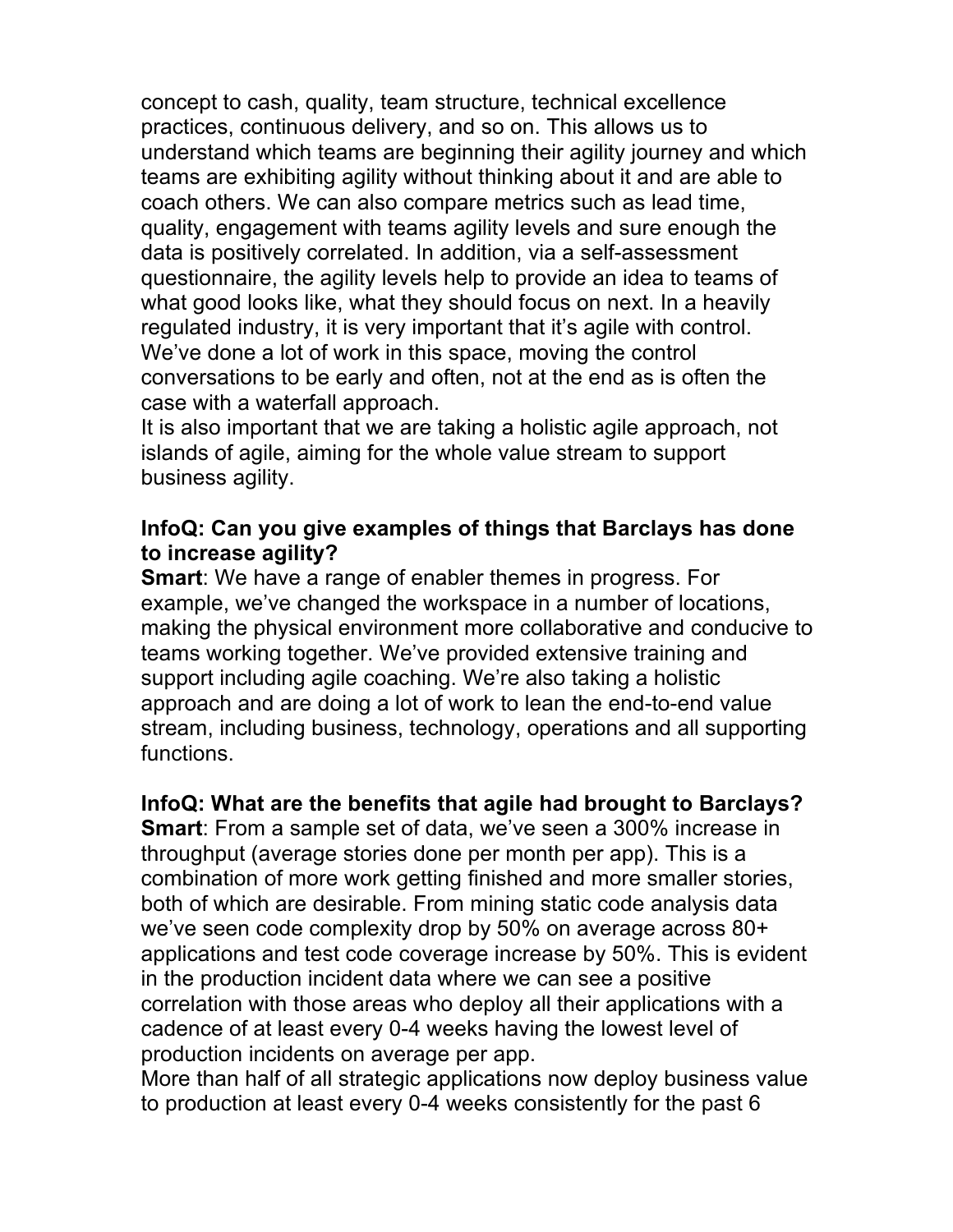concept to cash, quality, team structure, technical excellence practices, continuous delivery, and so on. This allows us to understand which teams are beginning their agility journey and which teams are exhibiting agility without thinking about it and are able to coach others. We can also compare metrics such as lead time, quality, engagement with teams agility levels and sure enough the data is positively correlated. In addition, via a self-assessment questionnaire, the agility levels help to provide an idea to teams of what good looks like, what they should focus on next. In a heavily regulated industry, it is very important that it's agile with control. We've done a lot of work in this space, moving the control conversations to be early and often, not at the end as is often the case with a waterfall approach.

It is also important that we are taking a holistic agile approach, not islands of agile, aiming for the whole value stream to support business agility.

**InfoQ: Can you give examples of things that Barclays has done to increase agility?**

**Smart**: We have a range of enabler themes in progress. For example, we've changed the workspace in a number of locations, making the physical environment more collaborative and conducive to teams working together. We've provided extensive training and support including agile coaching. We're also taking a holistic approach and are doing a lot of work to lean the end-to-end value stream, including business, technology, operations and all supporting functions.

**InfoQ: What are the benefits that agile had brought to Barclays?**

**Smart**: From a sample set of data, we've seen a 300% increase in throughput (average stories done per month per app). This is a combination of more work getting finished and more smaller stories, both of which are desirable. From mining static code analysis data we've seen code complexity drop by 50% on average across 80+ applications and test code coverage increase by 50%. This is evident in the production incident data where we can see a positive correlation with those areas who deploy all their applications with a cadence of at least every 0-4 weeks having the lowest level of production incidents on average per app.

More than half of all strategic applications now deploy business value to production at least every 0-4 weeks consistently for the past 6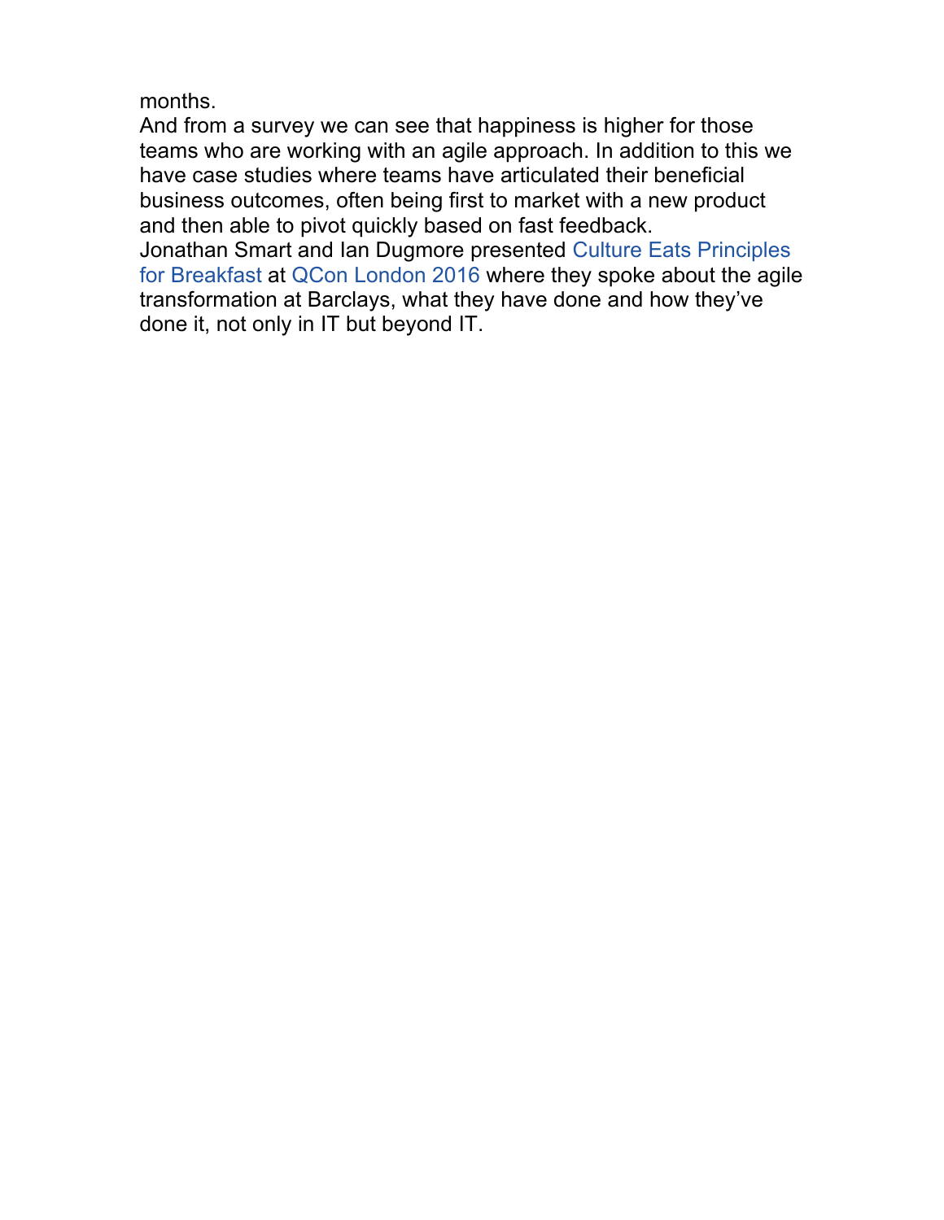months.

And from a survey we can see that happiness is higher for those teams who are working with an agile approach. In addition to this we have case studies where teams have articulated their beneficial business outcomes, often being first to market with a new product and then able to pivot quickly based on fast feedback.

Jonathan Smart and Ian Dugmore presented Culture Eats Principles for Breakfast at QCon London 2016 where they spoke about the agile transformation at Barclays, what they have done and how they've done it, not only in IT but beyond IT.